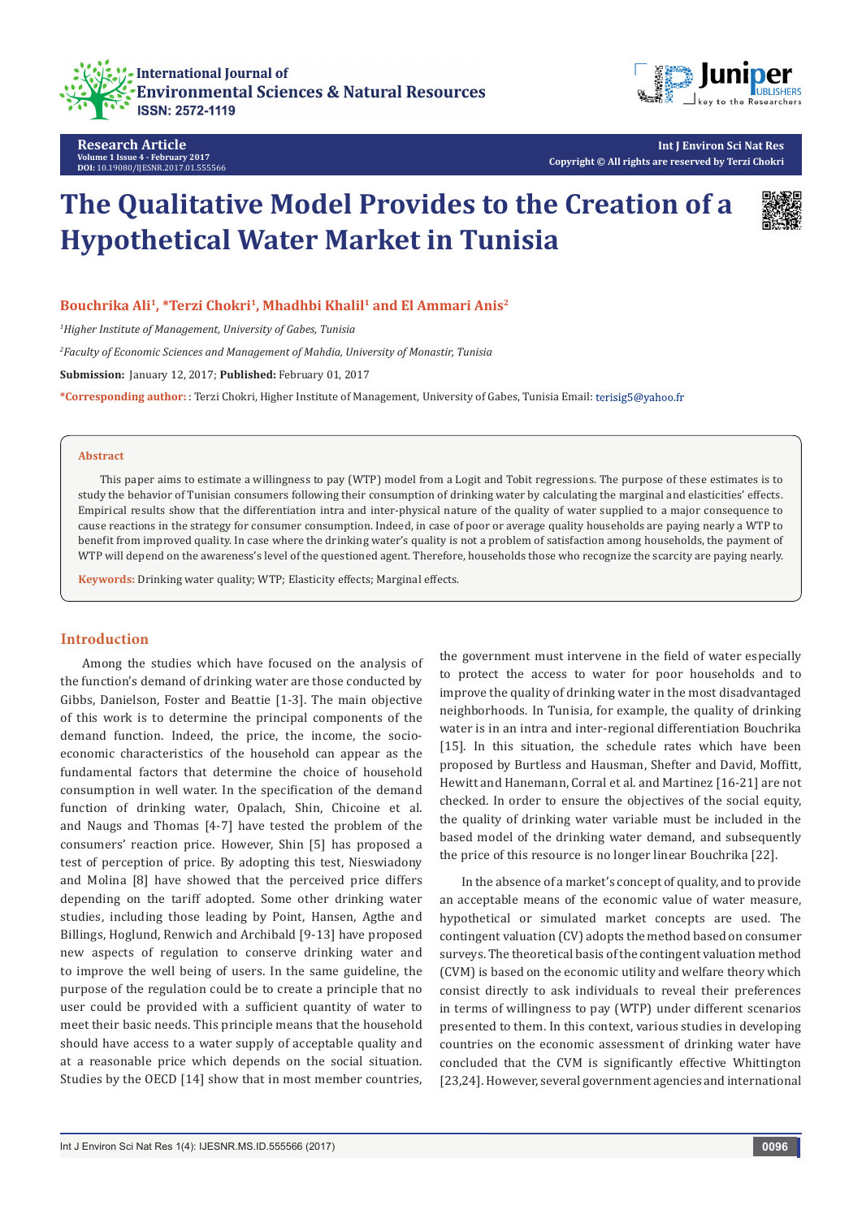Research Article
Volume 1 Issue 4 - February 2017
DOI: 10.19080/IJESNR.2017.01.555566

Int J Environ Sci Nat Res
Copyright © All rights are reserved by Terzi Chokri

# The Qualitative Model Provides to the Creation of a Hypothetical Water Market in Tunisia

**Bouchrika Ali[1], *Terzi Chokri[1], Mhadhbi Khalil[1] and El Ammari Anis[2]**

*[1]Higher Institute of Management, University of Gabes, Tunisia*

*[2]Faculty of Economic Sciences and Management of Mahdia, University of Monastir, Tunisia*

**Submission:** January 12, 2017; **Published:** February 01, 2017

***Corresponding author:** : Terzi Chokri, Higher Institute of Management, University of Gabes, Tunisia Email: terisig5@yahoo.fr

## Abstract

This paper aims to estimate a willingness to pay (WTP) model from a Logit and Tobit regressions. The purpose of these estimates is to study the behavior of Tunisian consumers following their consumption of drinking water by calculating the marginal and elasticities' effects. Empirical results show that the differentiation intra and inter-physical nature of the quality of water supplied to a major consequence to cause reactions in the strategy for consumer consumption. Indeed, in case of poor or average quality households are paying nearly a WTP to benefit from improved quality. In case where the drinking water's quality is not a problem of satisfaction among households, the payment of WTP will depend on the awareness's level of the questioned agent. Therefore, households those who recognize the scarcity are paying nearly.

**Keywords:** Drinking water quality; WTP; Elasticity effects; Marginal effects.

## Introduction

Among the studies which have focused on the analysis of the function's demand of drinking water are those conducted by Gibbs, Danielson, Foster and Beattie [1-3]. The main objective of this work is to determine the principal components of the demand function. Indeed, the price, the income, the socio-economic characteristics of the household can appear as the fundamental factors that determine the choice of household consumption in well water. In the specification of the demand function of drinking water, Opalach, Shin, Chicoine et al. and Naugs and Thomas [4-7] have tested the problem of the consumers' reaction price. However, Shin [5] has proposed a test of perception of price. By adopting this test, Nieswiadony and Molina [8] have showed that the perceived price differs depending on the tariff adopted. Some other drinking water studies, including those leading by Point, Hansen, Agthe and Billings, Hoglund, Renwich and Archibald [9-13] have proposed new aspects of regulation to conserve drinking water and to improve the well being of users. In the same guideline, the purpose of the regulation could be to create a principle that no user could be provided with a sufficient quantity of water to meet their basic needs. This principle means that the household should have access to a water supply of acceptable quality and at a reasonable price which depends on the social situation. Studies by the OECD [14] show that in most member countries, the government must intervene in the field of water especially to protect the access to water for poor households and to improve the quality of drinking water in the most disadvantaged neighborhoods. In Tunisia, for example, the quality of drinking water is in an intra and inter-regional differentiation Bouchrika [15]. In this situation, the schedule rates which have been proposed by Burtless and Hausman, Shefter and David, Moffitt, Hewitt and Hanemann, Corral et al. and Martinez [16-21] are not checked. In order to ensure the objectives of the social equity, the quality of drinking water variable must be included in the based model of the drinking water demand, and subsequently the price of this resource is no longer linear Bouchrika [22].

In the absence of a market's concept of quality, and to provide an acceptable means of the economic value of water measure, hypothetical or simulated market concepts are used. The contingent valuation (CV) adopts the method based on consumer surveys. The theoretical basis of the contingent valuation method (CVM) is based on the economic utility and welfare theory which consist directly to ask individuals to reveal their preferences in terms of willingness to pay (WTP) under different scenarios presented to them. In this context, various studies in developing countries on the economic assessment of drinking water have concluded that the CVM is significantly effective Whittington [23,24]. However, several government agencies and international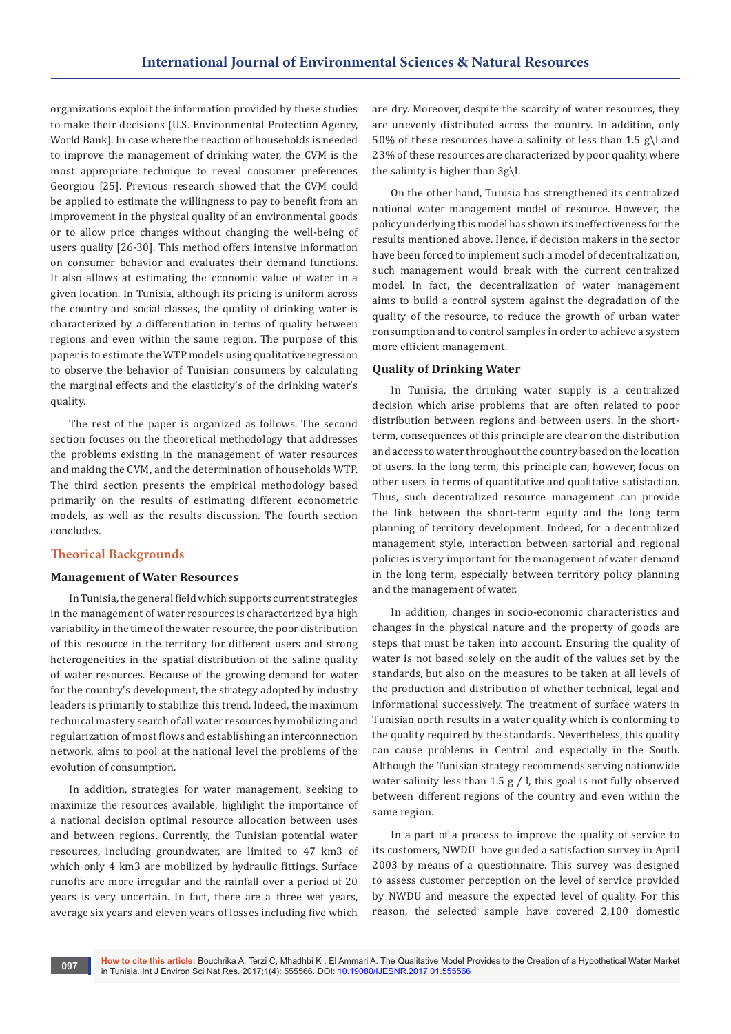organizations exploit the information provided by these studies to make their decisions (U.S. Environmental Protection Agency, World Bank). In case where the reaction of households is needed to improve the management of drinking water, the CVM is the most appropriate technique to reveal consumer preferences Georgiou [25]. Previous research showed that the CVM could be applied to estimate the willingness to pay to benefit from an improvement in the physical quality of an environmental goods or to allow price changes without changing the well-being of users quality [26-30]. This method offers intensive information on consumer behavior and evaluates their demand functions. It also allows at estimating the economic value of water in a given location. In Tunisia, although its pricing is uniform across the country and social classes, the quality of drinking water is characterized by a differentiation in terms of quality between regions and even within the same region. The purpose of this paper is to estimate the WTP models using qualitative regression to observe the behavior of Tunisian consumers by calculating the marginal effects and the elasticity's of the drinking water's quality.

The rest of the paper is organized as follows. The second section focuses on the theoretical methodology that addresses the problems existing in the management of water resources and making the CVM, and the determination of households WTP. The third section presents the empirical methodology based primarily on the results of estimating different econometric models, as well as the results discussion. The fourth section concludes.

## Theorical Backgrounds

### Management of Water Resources

In Tunisia, the general field which supports current strategies in the management of water resources is characterized by a high variability in the time of the water resource, the poor distribution of this resource in the territory for different users and strong heterogeneities in the spatial distribution of the saline quality of water resources. Because of the growing demand for water for the country's development, the strategy adopted by industry leaders is primarily to stabilize this trend. Indeed, the maximum technical mastery search of all water resources by mobilizing and regularization of most flows and establishing an interconnection network, aims to pool at the national level the problems of the evolution of consumption.

In addition, strategies for water management, seeking to maximize the resources available, highlight the importance of a national decision optimal resource allocation between uses and between regions. Currently, the Tunisian potential water resources, including groundwater, are limited to 47 km3 of which only 4 km3 are mobilized by hydraulic fittings. Surface runoffs are more irregular and the rainfall over a period of 20 years is very uncertain. In fact, there are a three wet years, average six years and eleven years of losses including five which are dry. Moreover, despite the scarcity of water resources, they are unevenly distributed across the country. In addition, only 50% of these resources have a salinity of less than 1.5 g\l and 23% of these resources are characterized by poor quality, where the salinity is higher than 3g\l.

On the other hand, Tunisia has strengthened its centralized national water management model of resource. However, the policy underlying this model has shown its ineffectiveness for the results mentioned above. Hence, if decision makers in the sector have been forced to implement such a model of decentralization, such management would break with the current centralized model. In fact, the decentralization of water management aims to build a control system against the degradation of the quality of the resource, to reduce the growth of urban water consumption and to control samples in order to achieve a system more efficient management.

### Quality of Drinking Water

In Tunisia, the drinking water supply is a centralized decision which arise problems that are often related to poor distribution between regions and between users. In the short-term, consequences of this principle are clear on the distribution and access to water throughout the country based on the location of users. In the long term, this principle can, however, focus on other users in terms of quantitative and qualitative satisfaction. Thus, such decentralized resource management can provide the link between the short-term equity and the long term planning of territory development. Indeed, for a decentralized management style, interaction between sartorial and regional policies is very important for the management of water demand in the long term, especially between territory policy planning and the management of water.

In addition, changes in socio-economic characteristics and changes in the physical nature and the property of goods are steps that must be taken into account. Ensuring the quality of water is not based solely on the audit of the values set by the standards, but also on the measures to be taken at all levels of the production and distribution of whether technical, legal and informational successively. The treatment of surface waters in Tunisian north results in a water quality which is conforming to the quality required by the standards. Nevertheless, this quality can cause problems in Central and especially in the South. Although the Tunisian strategy recommends serving nationwide water salinity less than 1.5 g / l, this goal is not fully observed between different regions of the country and even within the same region.

In a part of a process to improve the quality of service to its customers, NWDU have guided a satisfaction survey in April 2003 by means of a questionnaire. This survey was designed to assess customer perception on the level of service provided by NWDU and measure the expected level of quality. For this reason, the selected sample have covered 2,100 domestic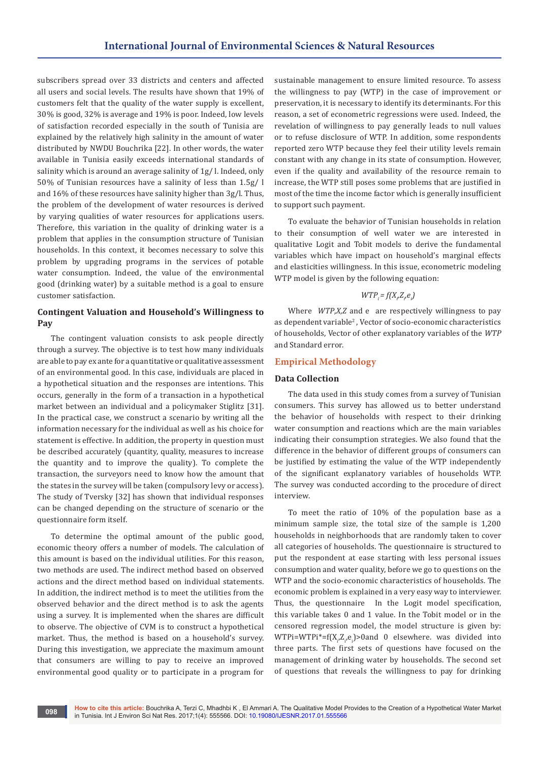subscribers spread over 33 districts and centers and affected all users and social levels. The results have shown that 19% of customers felt that the quality of the water supply is excellent, 30% is good, 32% is average and 19% is poor. Indeed, low levels of satisfaction recorded especially in the south of Tunisia are explained by the relatively high salinity in the amount of water distributed by NWDU Bouchrika [22]. In other words, the water available in Tunisia easily exceeds international standards of salinity which is around an average salinity of 1g/ l. Indeed, only 50% of Tunisian resources have a salinity of less than 1.5g/ l and 16% of these resources have salinity higher than 3g/l. Thus, the problem of the development of water resources is derived by varying qualities of water resources for applications users. Therefore, this variation in the quality of drinking water is a problem that applies in the consumption structure of Tunisian households. In this context, it becomes necessary to solve this problem by upgrading programs in the services of potable water consumption. Indeed, the value of the environmental good (drinking water) by a suitable method is a goal to ensure customer satisfaction.

### Contingent Valuation and Household's Willingness to Pay

The contingent valuation consists to ask people directly through a survey. The objective is to test how many individuals are able to pay ex ante for a quantitative or qualitative assessment of an environmental good. In this case, individuals are placed in a hypothetical situation and the responses are intentions. This occurs, generally in the form of a transaction in a hypothetical market between an individual and a policymaker Stiglitz [31]. In the practical case, we construct a scenario by writing all the information necessary for the individual as well as his choice for statement is effective. In addition, the property in question must be described accurately (quantity, quality, measures to increase the quantity and to improve the quality). To complete the transaction, the surveyors need to know how the amount that the states in the survey will be taken (compulsory levy or access). The study of Tversky [32] has shown that individual responses can be changed depending on the structure of scenario or the questionnaire form itself.

To determine the optimal amount of the public good, economic theory offers a number of models. The calculation of this amount is based on the individual utilities. For this reason, two methods are used. The indirect method based on observed actions and the direct method based on individual statements. In addition, the indirect method is to meet the utilities from the observed behavior and the direct method is to ask the agents using a survey. It is implemented when the shares are difficult to observe. The objective of CVM is to construct a hypothetical market. Thus, the method is based on a household's survey. During this investigation, we appreciate the maximum amount that consumers are willing to pay to receive an improved environmental good quality or to participate in a program for sustainable management to ensure limited resource. To assess the willingness to pay (WTP) in the case of improvement or preservation, it is necessary to identify its determinants. For this reason, a set of econometric regressions were used. Indeed, the revelation of willingness to pay generally leads to null values or to refuse disclosure of WTP. In addition, some respondents reported zero WTP because they feel their utility levels remain constant with any change in its state of consumption. However, even if the quality and availability of the resource remain to increase, the WTP still poses some problems that are justified in most of the time the income factor which is generally insufficient to support such payment.

To evaluate the behavior of Tunisian households in relation to their consumption of well water we are interested in qualitative Logit and Tobit models to derive the fundamental variables which have impact on household's marginal effects and elasticities willingness. In this issue, econometric modeling WTP model is given by the following equation:

$$WTP_i = f(X_i, Z_i, e_i)$$

Where $WTP, X, Z$ and e are respectively willingness to pay as dependent variable[2], Vector of socio-economic characteristics of households, Vector of other explanatory variables of the $WTP$ and Standard error.

## Empirical Methodology

### Data Collection

The data used in this study comes from a survey of Tunisian consumers. This survey has allowed us to better understand the behavior of households with respect to their drinking water consumption and reactions which are the main variables indicating their consumption strategies. We also found that the difference in the behavior of different groups of consumers can be justified by estimating the value of the WTP independently of the significant explanatory variables of households WTP. The survey was conducted according to the procedure of direct interview.

To meet the ratio of 10% of the population base as a minimum sample size, the total size of the sample is 1,200 households in neighborhoods that are randomly taken to cover all categories of households. The questionnaire is structured to put the respondent at ease starting with less personal issues consumption and water quality, before we go to questions on the WTP and the socio-economic characteristics of households. The economic problem is explained in a very easy way to interviewer. Thus, the questionnaire In the Logit model specification, this variable takes 0 and 1 value. In the Tobit model or in the censored regression model, the model structure is given by: $WTPi=WTPi^*=f(X_i,Z_i,e_i)>0$ and 0 elsewhere. was divided into three parts. The first sets of questions have focused on the management of drinking water by households. The second set of questions that reveals the willingness to pay for drinking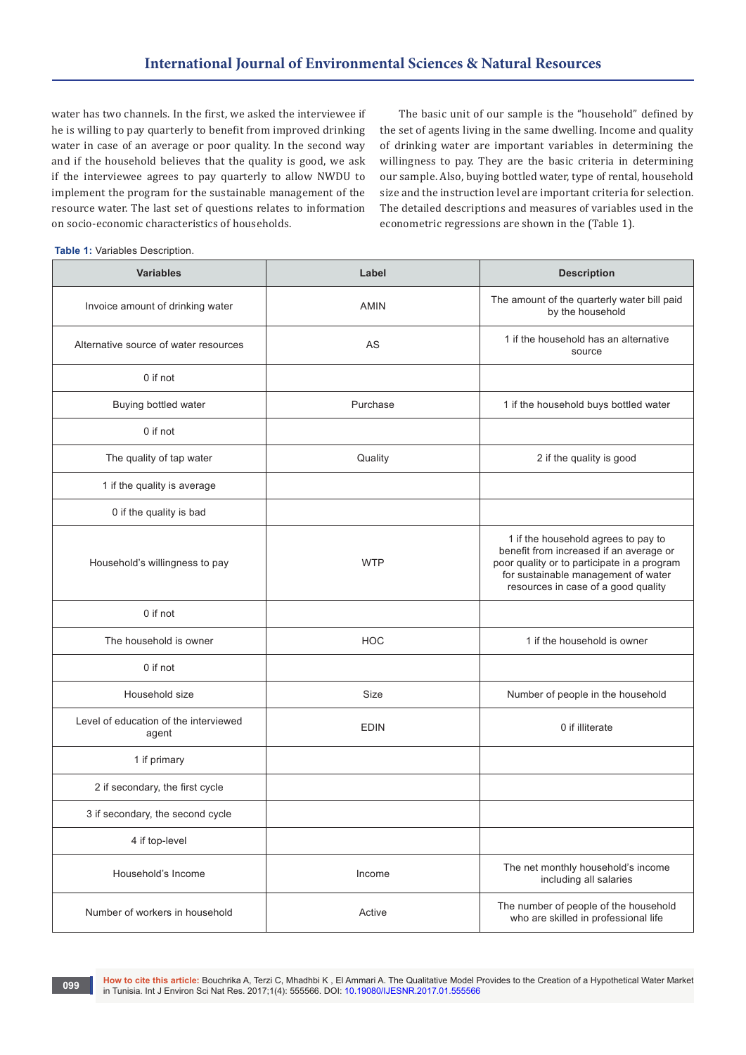water has two channels. In the first, we asked the interviewee if he is willing to pay quarterly to benefit from improved drinking water in case of an average or poor quality. In the second way and if the household believes that the quality is good, we ask if the interviewee agrees to pay quarterly to allow NWDU to implement the program for the sustainable management of the resource water. The last set of questions relates to information on socio-economic characteristics of households.

The basic unit of our sample is the "household" defined by the set of agents living in the same dwelling. Income and quality of drinking water are important variables in determining the willingness to pay. They are the basic criteria in determining our sample. Also, buying bottled water, type of rental, household size and the instruction level are important criteria for selection. The detailed descriptions and measures of variables used in the econometric regressions are shown in the (Table 1).

**Table 1:** Variables Description.

| Variables | Label | Description |
|---|---|---|
| Invoice amount of drinking water | AMIN | The amount of the quarterly water bill paid by the household |
| Alternative source of water resources | AS | 1 if the household has an alternative source |
| 0 if not | | |
| Buying bottled water | Purchase | 1 if the household buys bottled water |
| 0 if not | | |
| The quality of tap water | Quality | 2 if the quality is good |
| 1 if the quality is average | | |
| 0 if the quality is bad | | |
| Household's willingness to pay | WTP | 1 if the household agrees to pay to benefit from increased if an average or poor quality or to participate in a program for sustainable management of water resources in case of a good quality |
| 0 if not | | |
| The household is owner | HOC | 1 if the household is owner |
| 0 if not | | |
| Household size | Size | Number of people in the household |
| Level of education of the interviewed agent | EDIN | 0 if illiterate |
| 1 if primary | | |
| 2 if secondary, the first cycle | | |
| 3 if secondary, the second cycle | | |
| 4 if top-level | | |
| Household's Income | Income | The net monthly household's income including all salaries |
| Number of workers in household | Active | The number of people of the household who are skilled in professional life |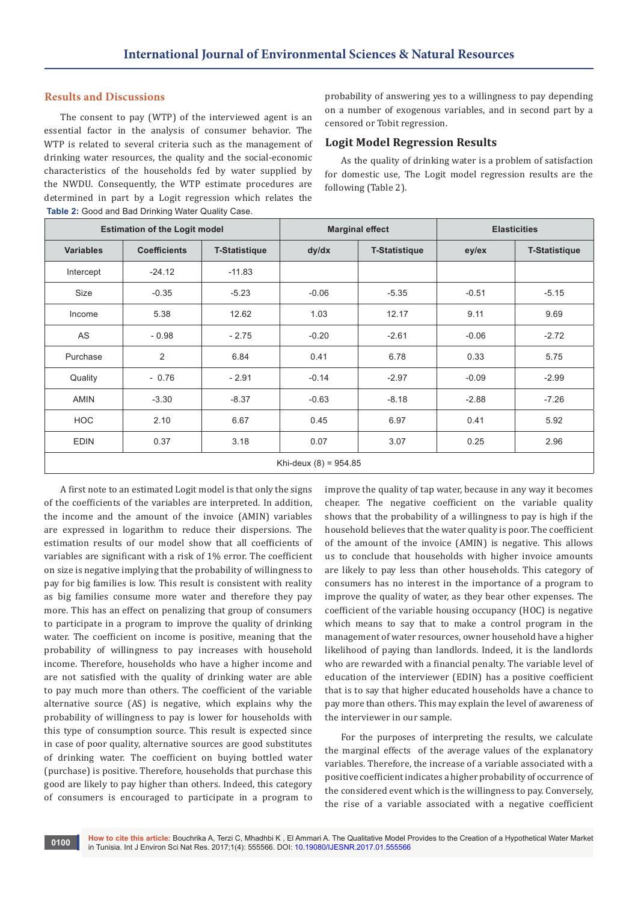## Results and Discussions

The consent to pay (WTP) of the interviewed agent is an essential factor in the analysis of consumer behavior. The WTP is related to several criteria such as the management of drinking water resources, the quality and the social-economic characteristics of the households fed by water supplied by the NWDU. Consequently, the WTP estimate procedures are determined in part by a Logit regression which relates the probability of answering yes to a willingness to pay depending on a number of exogenous variables, and in second part by a censored or Tobit regression.

### Logit Model Regression Results

As the quality of drinking water is a problem of satisfaction for domestic use, The Logit model regression results are the following (Table 2).

**Table 2:** Good and Bad Drinking Water Quality Case.

| Estimation of the Logit model | | | Marginal effect | | Elasticities | |
|---|---|---|---|---|---|---|
| **Variables** | **Coefficients** | **T-Statistique** | **dy/dx** | **T-Statistique** | **ey/ex** | **T-Statistique** |
| Intercept | -24.12 | -11.83 | | | | |
| Size | -0.35 | -5.23 | -0.06 | -5.35 | -0.51 | -5.15 |
| Income | 5.38 | 12.62 | 1.03 | 12.17 | 9.11 | 9.69 |
| AS | - 0.98 | - 2.75 | -0.20 | -2.61 | -0.06 | -2.72 |
| Purchase | 2 | 6.84 | 0.41 | 6.78 | 0.33 | 5.75 |
| Quality | - 0.76 | - 2.91 | -0.14 | -2.97 | -0.09 | -2.99 |
| AMIN | -3.30 | -8.37 | -0.63 | -8.18 | -2.88 | -7.26 |
| HOC | 2.10 | 6.67 | 0.45 | 6.97 | 0.41 | 5.92 |
| EDIN | 0.37 | 3.18 | 0.07 | 3.07 | 0.25 | 2.96 |
| Khi-deux (8) = 954.85 | | | | | | |

A first note to an estimated Logit model is that only the signs of the coefficients of the variables are interpreted. In addition, the income and the amount of the invoice (AMIN) variables are expressed in logarithm to reduce their dispersions. The estimation results of our model show that all coefficients of variables are significant with a risk of 1% error. The coefficient on size is negative implying that the probability of willingness to pay for big families is low. This result is consistent with reality as big families consume more water and therefore they pay more. This has an effect on penalizing that group of consumers to participate in a program to improve the quality of drinking water. The coefficient on income is positive, meaning that the probability of willingness to pay increases with household income. Therefore, households who have a higher income and are not satisfied with the quality of drinking water are able to pay much more than others. The coefficient of the variable alternative source (AS) is negative, which explains why the probability of willingness to pay is lower for households with this type of consumption source. This result is expected since in case of poor quality, alternative sources are good substitutes of drinking water. The coefficient on buying bottled water (purchase) is positive. Therefore, households that purchase this good are likely to pay higher than others. Indeed, this category of consumers is encouraged to participate in a program to improve the quality of tap water, because in any way it becomes cheaper. The negative coefficient on the variable quality shows that the probability of a willingness to pay is high if the household believes that the water quality is poor. The coefficient of the amount of the invoice (AMIN) is negative. This allows us to conclude that households with higher invoice amounts are likely to pay less than other households. This category of consumers has no interest in the importance of a program to improve the quality of water, as they bear other expenses. The coefficient of the variable housing occupancy (HOC) is negative which means to say that to make a control program in the management of water resources, owner household have a higher likelihood of paying than landlords. Indeed, it is the landlords who are rewarded with a financial penalty. The variable level of education of the interviewer (EDIN) has a positive coefficient that is to say that higher educated households have a chance to pay more than others. This may explain the level of awareness of the interviewer in our sample.

For the purposes of interpreting the results, we calculate the marginal effects of the average values of the explanatory variables. Therefore, the increase of a variable associated with a positive coefficient indicates a higher probability of occurrence of the considered event which is the willingness to pay. Conversely, the rise of a variable associated with a negative coefficient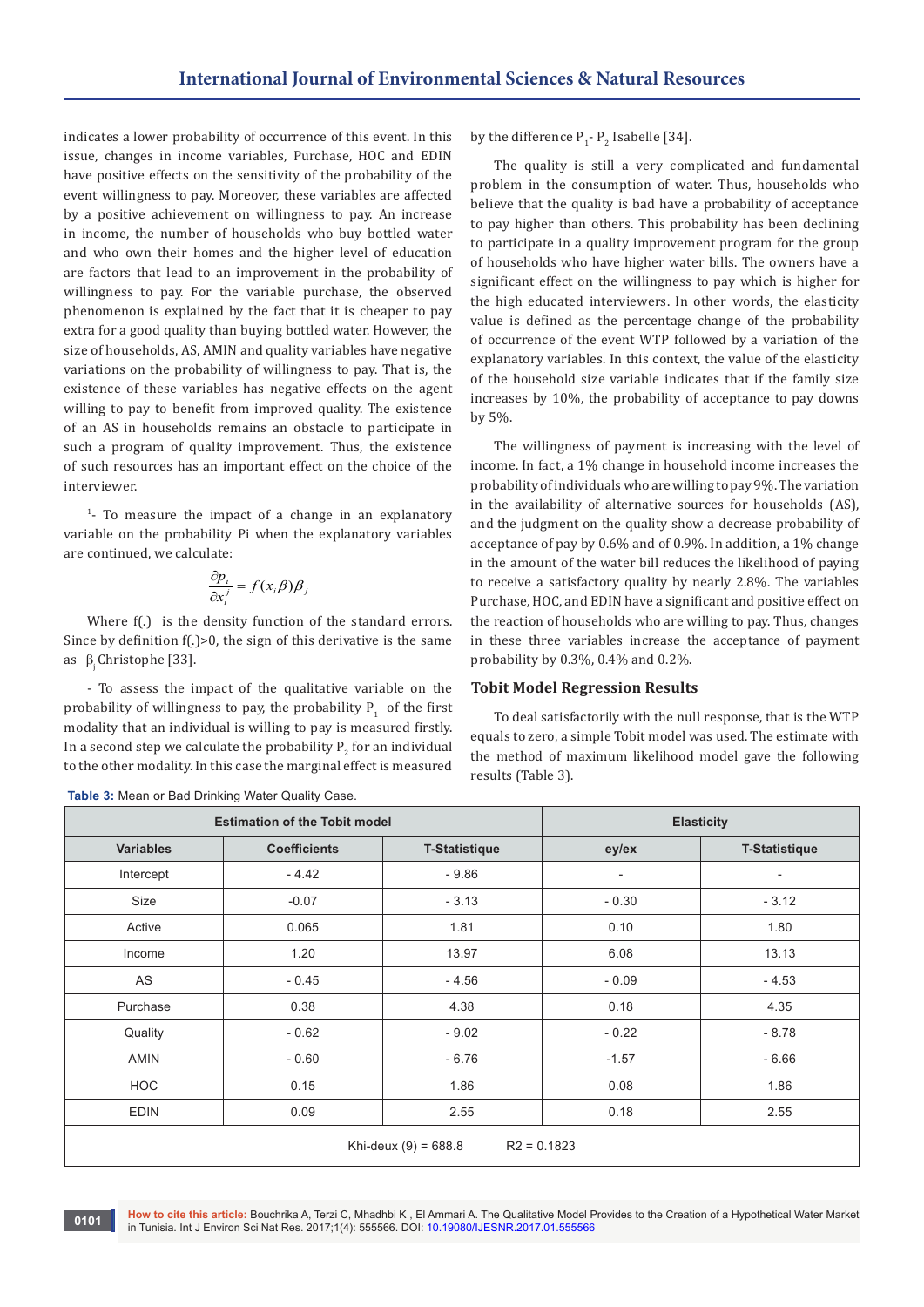indicates a lower probability of occurrence of this event. In this issue, changes in income variables, Purchase, HOC and EDIN have positive effects on the sensitivity of the probability of the event willingness to pay. Moreover, these variables are affected by a positive achievement on willingness to pay. An increase in income, the number of households who buy bottled water and who own their homes and the higher level of education are factors that lead to an improvement in the probability of willingness to pay. For the variable purchase, the observed phenomenon is explained by the fact that it is cheaper to pay extra for a good quality than buying bottled water. However, the size of households, AS, AMIN and quality variables have negative variations on the probability of willingness to pay. That is, the existence of these variables has negative effects on the agent willing to pay to benefit from improved quality. The existence of an AS in households remains an obstacle to participate in such a program of quality improvement. Thus, the existence of such resources has an important effect on the choice of the interviewer.

[1]- To measure the impact of a change in an explanatory variable on the probability Pi when the explanatory variables are continued, we calculate:

$$\frac{\partial p_i}{\partial x_i^j} = f(x_i\beta)\beta_j$$

Where f(.) is the density function of the standard errors. Since by definition f(.)>0, the sign of this derivative is the same as $\beta_j$ Christophe [33].

- To assess the impact of the qualitative variable on the probability of willingness to pay, the probability $P_1$ of the first modality that an individual is willing to pay is measured firstly. In a second step we calculate the probability $P_2$ for an individual to the other modality. In this case the marginal effect is measured by the difference $P_1$- $P_2$ Isabelle [34].

The quality is still a very complicated and fundamental problem in the consumption of water. Thus, households who believe that the quality is bad have a probability of acceptance to pay higher than others. This probability has been declining to participate in a quality improvement program for the group of households who have higher water bills. The owners have a significant effect on the willingness to pay which is higher for the high educated interviewers. In other words, the elasticity value is defined as the percentage change of the probability of occurrence of the event WTP followed by a variation of the explanatory variables. In this context, the value of the elasticity of the household size variable indicates that if the family size increases by 10%, the probability of acceptance to pay downs by 5%.

The willingness of payment is increasing with the level of income. In fact, a 1% change in household income increases the probability of individuals who are willing to pay 9%. The variation in the availability of alternative sources for households (AS), and the judgment on the quality show a decrease probability of acceptance of pay by 0.6% and of 0.9%. In addition, a 1% change in the amount of the water bill reduces the likelihood of paying to receive a satisfactory quality by nearly 2.8%. The variables Purchase, HOC, and EDIN have a significant and positive effect on the reaction of households who are willing to pay. Thus, changes in these three variables increase the acceptance of payment probability by 0.3%, 0.4% and 0.2%.

### Tobit Model Regression Results

To deal satisfactorily with the null response, that is the WTP equals to zero, a simple Tobit model was used. The estimate with the method of maximum likelihood model gave the following results (Table 3).

**Table 3:** Mean or Bad Drinking Water Quality Case.

| Estimation of the Tobit model | | | Elasticity | |
|---|---|---|---|---|
| Variables | Coefficients | T-Statistique | ey/ex | T-Statistique |
| Intercept | - 4.42 | - 9.86 | - | - |
| Size | -0.07 | - 3.13 | - 0.30 | - 3.12 |
| Active | 0.065 | 1.81 | 0.10 | 1.80 |
| Income | 1.20 | 13.97 | 6.08 | 13.13 |
| AS | - 0.45 | - 4.56 | - 0.09 | - 4.53 |
| Purchase | 0.38 | 4.38 | 0.18 | 4.35 |
| Quality | - 0.62 | - 9.02 | - 0.22 | - 8.78 |
| AMIN | - 0.60 | - 6.76 | -1.57 | - 6.66 |
| HOC | 0.15 | 1.86 | 0.08 | 1.86 |
| EDIN | 0.09 | 2.55 | 0.18 | 2.55 |
| Khi-deux (9) = 688.8 R2 = 0.1823 | | | | |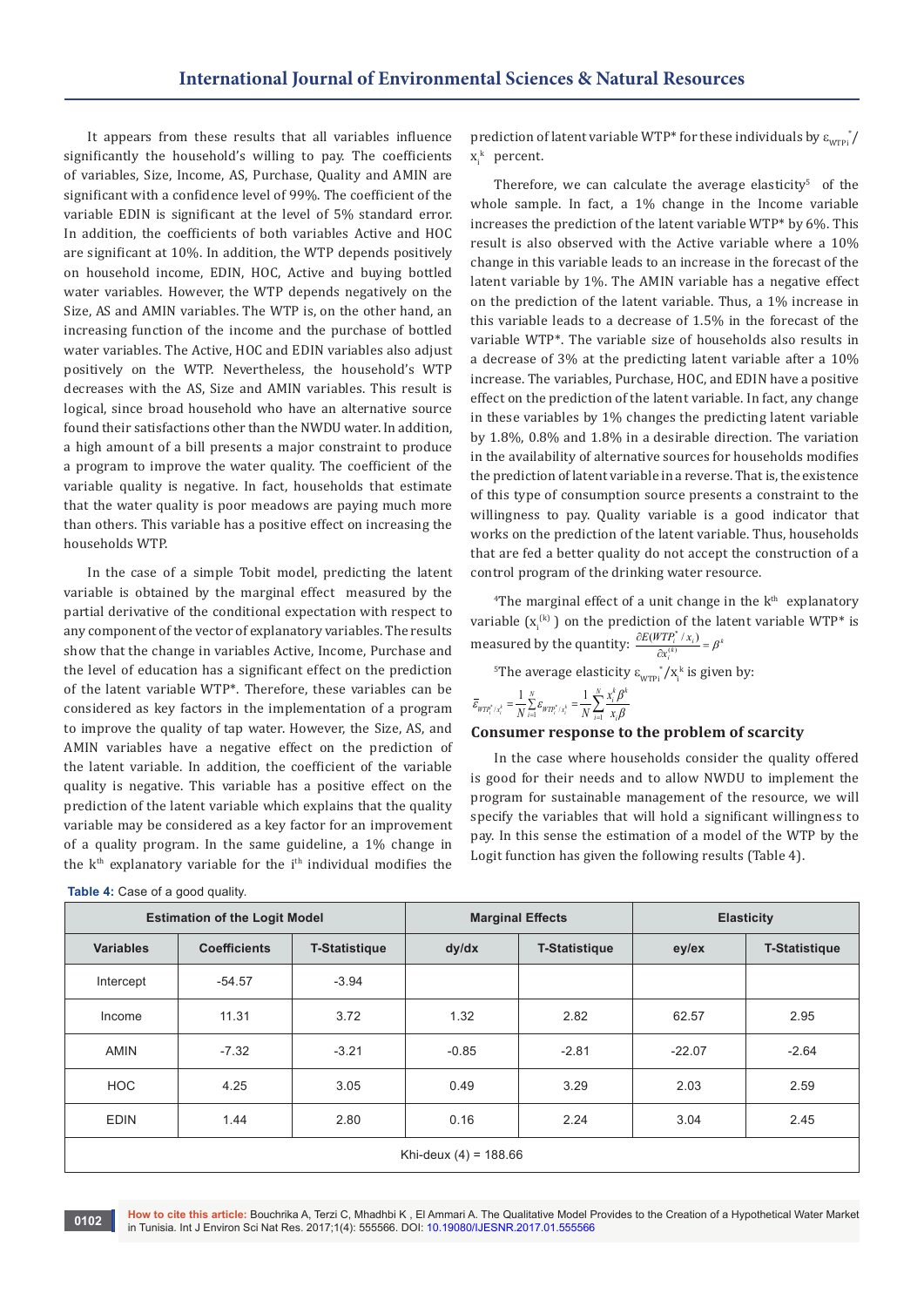It appears from these results that all variables influence significantly the household's willing to pay. The coefficients of variables, Size, Income, AS, Purchase, Quality and AMIN are significant with a confidence level of 99%. The coefficient of the variable EDIN is significant at the level of 5% standard error. In addition, the coefficients of both variables Active and HOC are significant at 10%. In addition, the WTP depends positively on household income, EDIN, HOC, Active and buying bottled water variables. However, the WTP depends negatively on the Size, AS and AMIN variables. The WTP is, on the other hand, an increasing function of the income and the purchase of bottled water variables. The Active, HOC and EDIN variables also adjust positively on the WTP. Nevertheless, the household's WTP decreases with the AS, Size and AMIN variables. This result is logical, since broad household who have an alternative source found their satisfactions other than the NWDU water. In addition, a high amount of a bill presents a major constraint to produce a program to improve the water quality. The coefficient of the variable quality is negative. In fact, households that estimate that the water quality is poor meadows are paying much more than others. This variable has a positive effect on increasing the households WTP.

In the case of a simple Tobit model, predicting the latent variable is obtained by the marginal effect measured by the partial derivative of the conditional expectation with respect to any component of the vector of explanatory variables. The results show that the change in variables Active, Income, Purchase and the level of education has a significant effect on the prediction of the latent variable WTP*. Therefore, these variables can be considered as key factors in the implementation of a program to improve the quality of tap water. However, the Size, AS, and AMIN variables have a negative effect on the prediction of the latent variable. In addition, the coefficient of the variable quality is negative. This variable has a positive effect on the prediction of the latent variable which explains that the quality variable may be considered as a key factor for an improvement of a quality program. In the same guideline, a 1% change in the $k^{th}$ explanatory variable for the $i^{th}$ individual modifies the prediction of latent variable WTP* for these individuals by $\varepsilon_{WTPi}^{*}/x_i^k$ percent.

Therefore, we can calculate the average elasticity[5] of the whole sample. In fact, a 1% change in the Income variable increases the prediction of the latent variable WTP* by 6%. This result is also observed with the Active variable where a 10% change in this variable leads to an increase in the forecast of the latent variable by 1%. The AMIN variable has a negative effect on the prediction of the latent variable. Thus, a 1% increase in this variable leads to a decrease of 1.5% in the forecast of the variable WTP*. The variable size of households also results in a decrease of 3% at the predicting latent variable after a 10% increase. The variables, Purchase, HOC, and EDIN have a positive effect on the prediction of the latent variable. In fact, any change in these variables by 1% changes the predicting latent variable by 1.8%, 0.8% and 1.8% in a desirable direction. The variation in the availability of alternative sources for households modifies the prediction of latent variable in a reverse. That is, the existence of this type of consumption source presents a constraint to the willingness to pay. Quality variable is a good indicator that works on the prediction of the latent variable. Thus, households that are fed a better quality do not accept the construction of a control program of the drinking water resource.

[4]The marginal effect of a unit change in the $k^{th}$ explanatory variable $(x_i^{(k)})$ on the prediction of the latent variable WTP* is measured by the quantity: $\frac{\partial E(WTP_i^* / x_i)}{\partial x_i^{(k)}} = \beta^k$

[5]The average elasticity $\varepsilon_{WTPi}^{*}/x_i^k$ is given by:

$$\bar{\varepsilon}_{WTP_i^*/x_i^k} = \frac{1}{N}\sum_{i=1}^{N}\varepsilon_{WTP_i^*/x_i^k} = \frac{1}{N}\sum_{i=1}^{N}\frac{x_i^k \beta^k}{x_i \beta}$$

## Consumer response to the problem of scarcity

In the case where households consider the quality offered is good for their needs and to allow NWDU to implement the program for sustainable management of the resource, we will specify the variables that will hold a significant willingness to pay. In this sense the estimation of a model of the WTP by the Logit function has given the following results (Table 4).

**Table 4:** Case of a good quality.

| Estimation of the Logit Model | | | Marginal Effects | | Elasticity | |
|---|---|---|---|---|---|---|
| Variables | Coefficients | T-Statistique | dy/dx | T-Statistique | ey/ex | T-Statistique |
| Intercept | -54.57 | -3.94 | | | | |
| Income | 11.31 | 3.72 | 1.32 | 2.82 | 62.57 | 2.95 |
| AMIN | -7.32 | -3.21 | -0.85 | -2.81 | -22.07 | -2.64 |
| HOC | 4.25 | 3.05 | 0.49 | 3.29 | 2.03 | 2.59 |
| EDIN | 1.44 | 2.80 | 0.16 | 2.24 | 3.04 | 2.45 |
| Khi-deux (4) = 188.66 | | | | | | |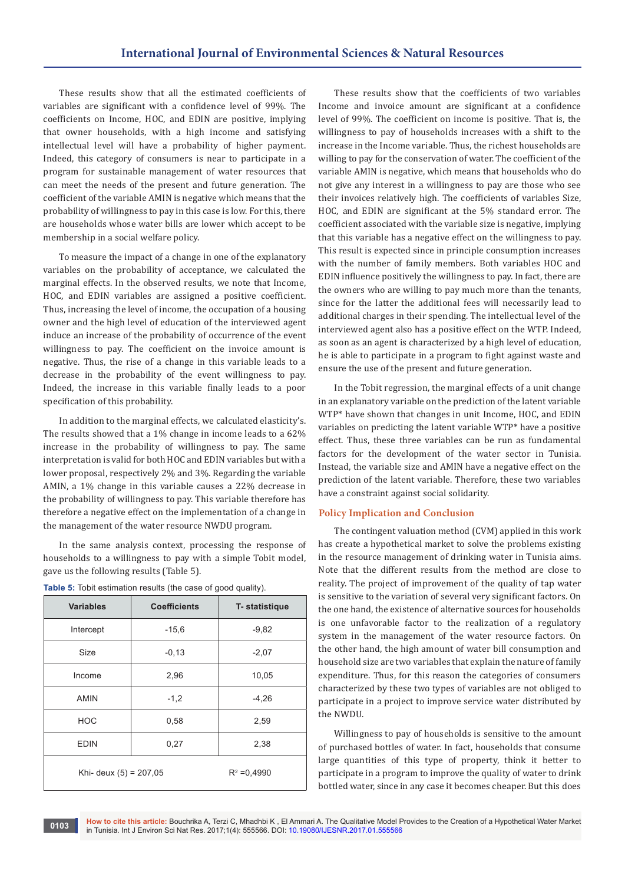These results show that all the estimated coefficients of variables are significant with a confidence level of 99%. The coefficients on Income, HOC, and EDIN are positive, implying that owner households, with a high income and satisfying intellectual level will have a probability of higher payment. Indeed, this category of consumers is near to participate in a program for sustainable management of water resources that can meet the needs of the present and future generation. The coefficient of the variable AMIN is negative which means that the probability of willingness to pay in this case is low. For this, there are households whose water bills are lower which accept to be membership in a social welfare policy.

To measure the impact of a change in one of the explanatory variables on the probability of acceptance, we calculated the marginal effects. In the observed results, we note that Income, HOC, and EDIN variables are assigned a positive coefficient. Thus, increasing the level of income, the occupation of a housing owner and the high level of education of the interviewed agent induce an increase of the probability of occurrence of the event willingness to pay. The coefficient on the invoice amount is negative. Thus, the rise of a change in this variable leads to a decrease in the probability of the event willingness to pay. Indeed, the increase in this variable finally leads to a poor specification of this probability.

In addition to the marginal effects, we calculated elasticity's. The results showed that a 1% change in income leads to a 62% increase in the probability of willingness to pay. The same interpretation is valid for both HOC and EDIN variables but with a lower proposal, respectively 2% and 3%. Regarding the variable AMIN, a 1% change in this variable causes a 22% decrease in the probability of willingness to pay. This variable therefore has therefore a negative effect on the implementation of a change in the management of the water resource NWDU program.

In the same analysis context, processing the response of households to a willingness to pay with a simple Tobit model, gave us the following results (Table 5).

**Table 5:** Tobit estimation results (the case of good quality).

| Variables | Coefficients | T- statistique |
|---|---|---|
| Intercept | -15,6 | -9,82 |
| Size | -0,13 | -2,07 |
| Income | 2,96 | 10,05 |
| AMIN | -1,2 | -4,26 |
| HOC | 0,58 | 2,59 |
| EDIN | 0,27 | 2,38 |
| Khi- deux (5) = 207,05 | $R^2$ =0,4990 | |

These results show that the coefficients of two variables Income and invoice amount are significant at a confidence level of 99%. The coefficient on income is positive. That is, the willingness to pay of households increases with a shift to the increase in the Income variable. Thus, the richest households are willing to pay for the conservation of water. The coefficient of the variable AMIN is negative, which means that households who do not give any interest in a willingness to pay are those who see their invoices relatively high. The coefficients of variables Size, HOC, and EDIN are significant at the 5% standard error. The coefficient associated with the variable size is negative, implying that this variable has a negative effect on the willingness to pay. This result is expected since in principle consumption increases with the number of family members. Both variables HOC and EDIN influence positively the willingness to pay. In fact, there are the owners who are willing to pay much more than the tenants, since for the latter the additional fees will necessarily lead to additional charges in their spending. The intellectual level of the interviewed agent also has a positive effect on the WTP. Indeed, as soon as an agent is characterized by a high level of education, he is able to participate in a program to fight against waste and ensure the use of the present and future generation.

In the Tobit regression, the marginal effects of a unit change in an explanatory variable on the prediction of the latent variable WTP* have shown that changes in unit Income, HOC, and EDIN variables on predicting the latent variable WTP* have a positive effect. Thus, these three variables can be run as fundamental factors for the development of the water sector in Tunisia. Instead, the variable size and AMIN have a negative effect on the prediction of the latent variable. Therefore, these two variables have a constraint against social solidarity.

## Policy Implication and Conclusion

The contingent valuation method (CVM) applied in this work has create a hypothetical market to solve the problems existing in the resource management of drinking water in Tunisia aims. Note that the different results from the method are close to reality. The project of improvement of the quality of tap water is sensitive to the variation of several very significant factors. On the one hand, the existence of alternative sources for households is one unfavorable factor to the realization of a regulatory system in the management of the water resource factors. On the other hand, the high amount of water bill consumption and household size are two variables that explain the nature of family expenditure. Thus, for this reason the categories of consumers characterized by these two types of variables are not obliged to participate in a project to improve service water distributed by the NWDU.

Willingness to pay of households is sensitive to the amount of purchased bottles of water. In fact, households that consume large quantities of this type of property, think it better to participate in a program to improve the quality of water to drink bottled water, since in any case it becomes cheaper. But this does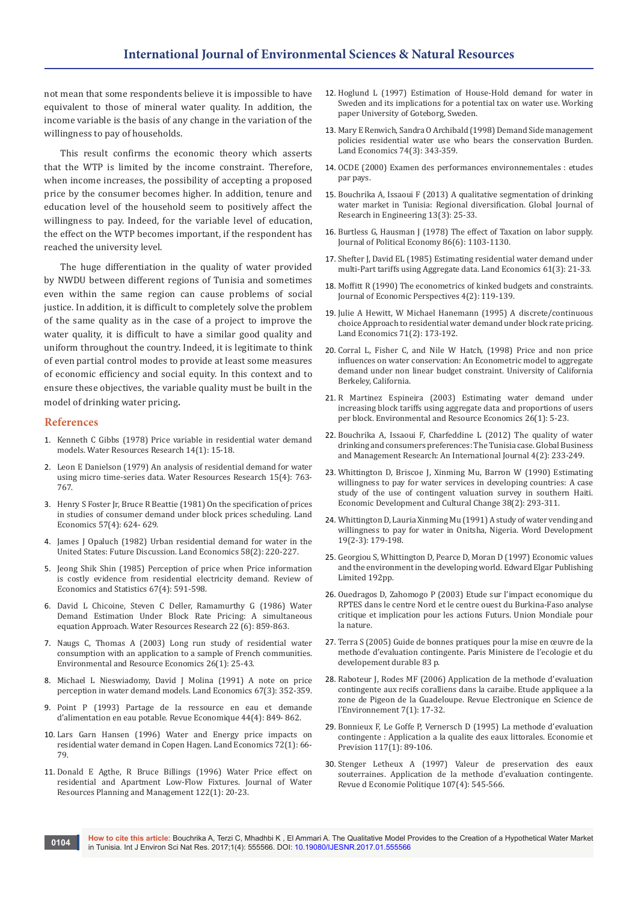not mean that some respondents believe it is impossible to have equivalent to those of mineral water quality. In addition, the income variable is the basis of any change in the variation of the willingness to pay of households.

This result confirms the economic theory which asserts that the WTP is limited by the income constraint. Therefore, when income increases, the possibility of accepting a proposed price by the consumer becomes higher. In addition, tenure and education level of the household seem to positively affect the willingness to pay. Indeed, for the variable level of education, the effect on the WTP becomes important, if the respondent has reached the university level.

The huge differentiation in the quality of water provided by NWDU between different regions of Tunisia and sometimes even within the same region can cause problems of social justice. In addition, it is difficult to completely solve the problem of the same quality as in the case of a project to improve the water quality, it is difficult to have a similar good quality and uniform throughout the country. Indeed, it is legitimate to think of even partial control modes to provide at least some measures of economic efficiency and social equity. In this context and to ensure these objectives, the variable quality must be built in the model of drinking water pricing.

## References

1. Kenneth C Gibbs (1978) Price variable in residential water demand models. Water Resources Research 14(1): 15-18.
2. Leon E Danielson (1979) An analysis of residential demand for water using micro time-series data. Water Resources Research 15(4): 763-767.
3. Henry S Foster Jr, Bruce R Beattie (1981) On the specification of prices in studies of consumer demand under block prices scheduling. Land Economics 57(4): 624- 629.
4. James J Opaluch (1982) Urban residential demand for water in the United States: Future Discussion. Land Economics 58(2): 220-227.
5. Jeong Shik Shin (1985) Perception of price when Price information is costly evidence from residential electricity demand. Review of Economics and Statistics 67(4): 591-598.
6. David L Chicoine, Steven C Deller, Ramamurthy G (1986) Water Demand Estimation Under Block Rate Pricing: A simultaneous equation Approach. Water Resources Research 22 (6): 859-863.
7. Naugs C, Thomas A (2003) Long run study of residential water consumption with an application to a sample of French communities. Environmental and Resource Economics 26(1): 25-43.
8. Michael L Nieswiadomy, David J Molina (1991) A note on price perception in water demand models. Land Economics 67(3): 352-359.
9. Point P (1993) Partage de la ressource en eau et demande d'alimentation en eau potable. Revue Economique 44(4): 849- 862.
10. Lars Garn Hansen (1996) Water and Energy price impacts on residential water demand in Copen Hagen. Land Economics 72(1): 66-79.
11. Donald E Agthe, R Bruce Billings (1996) Water Price effect on residential and Apartment Low-Flow Fixtures. Journal of Water Resources Planning and Management 122(1): 20-23.
12. Hoglund L (1997) Estimation of House-Hold demand for water in Sweden and its implications for a potential tax on water use. Working paper University of Goteborg, Sweden.
13. Mary E Renwich, Sandra O Archibald (1998) Demand Side management policies residential water use who bears the conservation Burden. Land Economics 74(3): 343-359.
14. OCDE (2000) Examen des performances environnementales : etudes par pays.
15. Bouchrika A, Issaoui F (2013) A qualitative segmentation of drinking water market in Tunisia: Regional diversification. Global Journal of Research in Engineering 13(3): 25-33.
16. Burtless G, Hausman J (1978) The effect of Taxation on labor supply. Journal of Political Economy 86(6): 1103-1130.
17. Shefter J, David EL (1985) Estimating residential water demand under multi-Part tariffs using Aggregate data. Land Economics 61(3): 21-33.
18. Moffitt R (1990) The econometrics of kinked budgets and constraints. Journal of Economic Perspectives 4(2): 119-139.
19. Julie A Hewitt, W Michael Hanemann (1995) A discrete/continuous choice Approach to residential water demand under block rate pricing. Land Economics 71(2): 173-192.
20. Corral L, Fisher C, and Nile W Hatch, (1998) Price and non price influences on water conservation: An Econometric model to aggregate demand under non linear budget constraint. University of California Berkeley, California.
21. R Martinez Espineira (2003) Estimating water demand under increasing block tariffs using aggregate data and proportions of users per block. Environmental and Resource Economics 26(1): 5-23.
22. Bouchrika A, Issaoui F, Charfeddine L (2012) The quality of water drinking and consumers preferences: The Tunisia case. Global Business and Management Research: An International Journal 4(2): 233-249.
23. Whittington D, Briscoe J, Xinming Mu, Barron W (1990) Estimating willingness to pay for water services in developing countries: A case study of the use of contingent valuation survey in southern Haiti. Economic Development and Cultural Change 38(2): 293-311.
24. Whittington D, Lauria Xinming Mu (1991) A study of water vending and willingness to pay for water in Onitsha, Nigeria. Word Development 19(2-3): 179-198.
25. Georgiou S, Whittington D, Pearce D, Moran D (1997) Economic values and the environment in the developing world. Edward Elgar Publishing Limited 192pp.
26. Ouedragos D, Zahomogo P (2003) Etude sur l'impact economique du RPTES dans le centre Nord et le centre ouest du Burkina-Faso analyse critique et implication pour les actions Futurs. Union Mondiale pour la nature.
27. Terra S (2005) Guide de bonnes pratiques pour la mise en œuvre de la methode d'evaluation contingente. Paris Ministere de l'ecologie et du developement durable 83 p.
28. Raboteur J, Rodes MF (2006) Application de la methode d'evaluation contingente aux recifs coralliens dans la caraibe. Etude appliquee a la zone de Pigeon de la Guadeloupe. Revue Electronique en Science de l'Environnement 7(1): 17-32.
29. Bonnieux F, Le Goffe P, Vernersch D (1995) La methode d'evaluation contingente : Application a la qualite des eaux littorales. Economie et Prevision 117(1): 89-106.
30. Stenger Letheux A (1997) Valeur de preservation des eaux souterraines. Application de la methode d'evaluation contingente. Revue d Economie Politique 107(4): 545-566.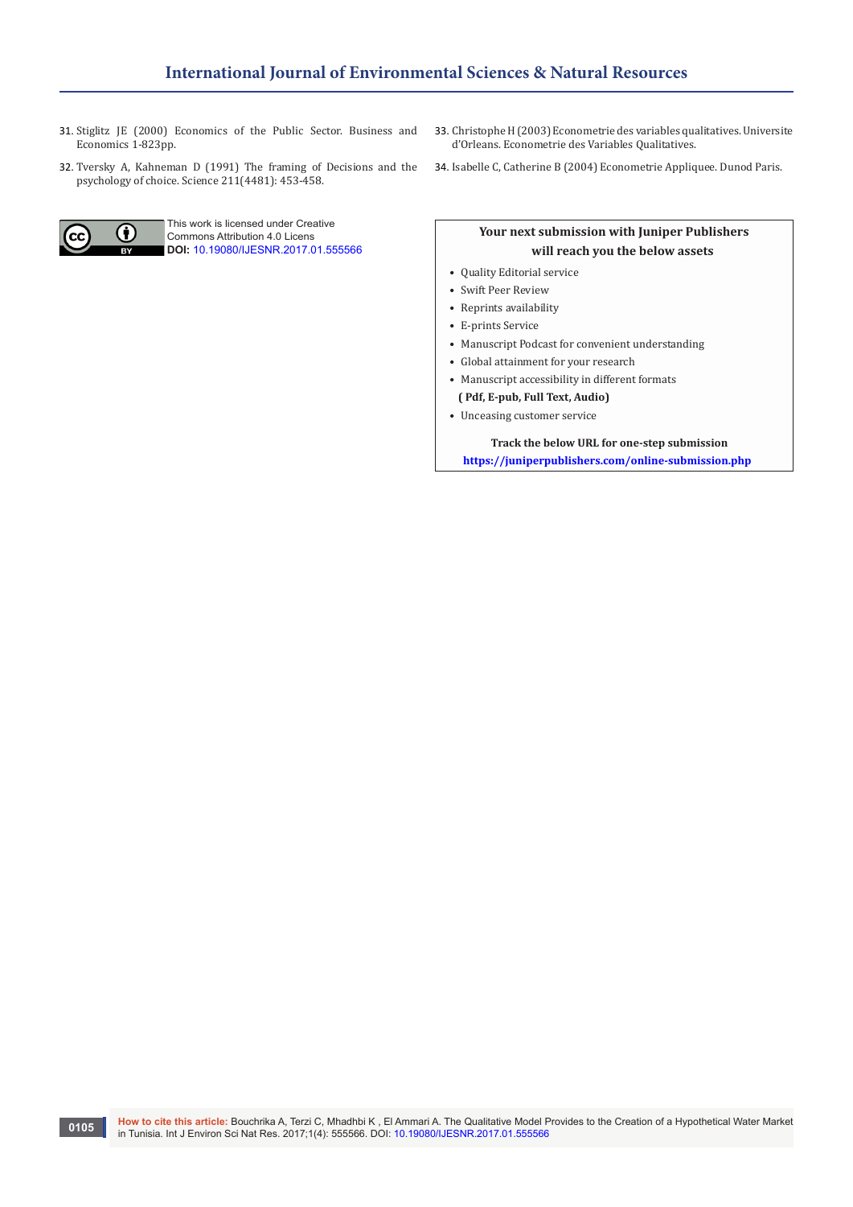31. Stiglitz JE (2000) Economics of the Public Sector. Business and Economics 1-823pp.
32. Tversky A, Kahneman D (1991) The framing of Decisions and the psychology of choice. Science 211(4481): 453-458.
33. Christophe H (2003) Econometrie des variables qualitatives. Universite d'Orleans. Econometrie des Variables Qualitatives.
34. Isabelle C, Catherine B (2004) Econometrie Appliquee. Dunod Paris.

This work is licensed under Creative Commons Attribution 4.0 Licens
**DOI:** 10.19080/IJESNR.2017.01.555566

**Your next submission with Juniper Publishers will reach you the below assets**

- Quality Editorial service
- Swift Peer Review
- Reprints availability
- E-prints Service
- Manuscript Podcast for convenient understanding
- Global attainment for your research
- Manuscript accessibility in different formats
  **( Pdf, E-pub, Full Text, Audio)**
- Unceasing customer service

**Track the below URL for one-step submission**
**https://juniperpublishers.com/online-submission.php**

**How to cite this article:** Bouchrika A, Terzi C, Mhadhbi K , El Ammari A. The Qualitative Model Provides to the Creation of a Hypothetical Water Market in Tunisia. Int J Environ Sci Nat Res. 2017;1(4): 555566. DOI: 10.19080/IJESNR.2017.01.555566